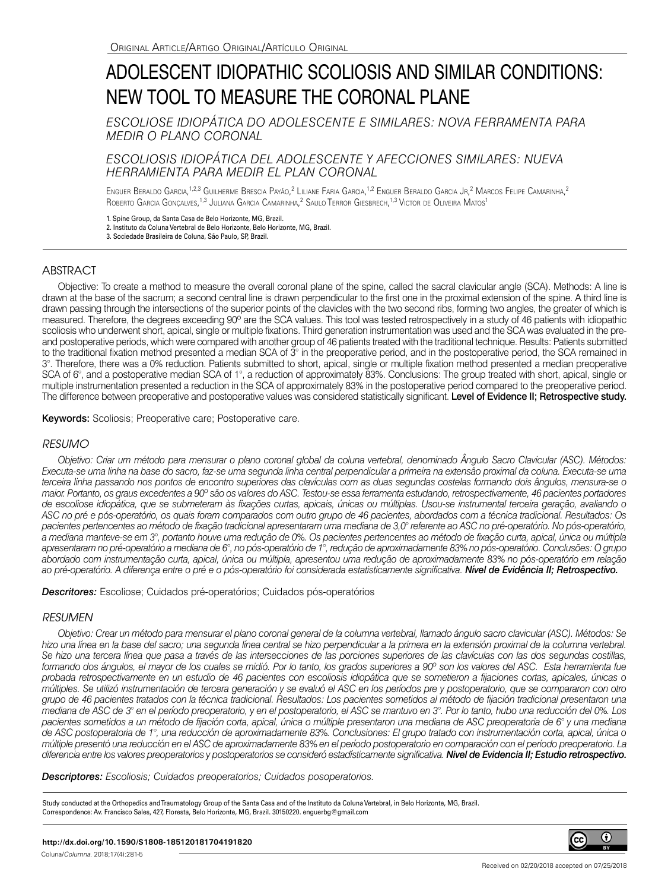Original Article/Artigo Original/Artículo Original

# ADOLESCENT IDIOPATHIC SCOLIOSIS AND SIMILAR CONDITIONS: NEW TOOL TO MEASURE THE CORONAL PLANE

*ESCOLIOSE IDIOPÁTICA DO ADOLESCENTE E SIMILARES: NOVA FERRAMENTA PARA MEDIR O PLANO CORONAL*

*ESCOLIOSIS IDIOPÁTICA DEL ADOLESCENTE Y AFECCIONES SIMILARES: NUEVA HERRAMIENTA PARA MEDIR EL PLAN CORONAL*

Enguer Beraldo Garcia,[1,2,3] Guilherme Brescia Payão,[2] Liliane Faria Garcia,[1,2] Enguer Beraldo Garcia Jr,[2] Marcos Felipe Camarinha,[2] Roberto Garcia Gonçalves,[1,3] Juliana Garcia Camarinha,[2] Saulo Terror Giesbrech,[1,3] Victor de Oliveira Matos[1]

1. Spine Group, da Santa Casa de Belo Horizonte, MG, Brazil.
2. Instituto da Coluna Vertebral de Belo Horizonte, Belo Horizonte, MG, Brazil.
3. Sociedade Brasileira de Coluna, São Paulo, SP, Brazil.

## ABSTRACT

Objective: To create a method to measure the overall coronal plane of the spine, called the sacral clavicular angle (SCA). Methods: A line is drawn at the base of the sacrum; a second central line is drawn perpendicular to the first one in the proximal extension of the spine. A third line is drawn passing through the intersections of the superior points of the clavicles with the two second ribs, forming two angles, the greater of which is measured. Therefore, the degrees exceeding 90º are the SCA values. This tool was tested retrospectively in a study of 46 patients with idiopathic scoliosis who underwent short, apical, single or multiple fixations. Third generation instrumentation was used and the SCA was evaluated in the pre- and postoperative periods, which were compared with another group of 46 patients treated with the traditional technique. Results: Patients submitted to the traditional fixation method presented a median SCA of 3° in the preoperative period, and in the postoperative period, the SCA remained in 3°. Therefore, there was a 0% reduction. Patients submitted to short, apical, single or multiple fixation method presented a median preoperative SCA of 6°, and a postoperative median SCA of 1°, a reduction of approximately 83%. Conclusions: The group treated with short, apical, single or multiple instrumentation presented a reduction in the SCA of approximately 83% in the postoperative period compared to the preoperative period. The difference between preoperative and postoperative values was considered statistically significant. **Level of Evidence II; Retrospective study.**

**Keywords:** Scoliosis; Preoperative care; Postoperative care.

## *RESUMO*

*Objetivo: Criar um método para mensurar o plano coronal global da coluna vertebral, denominado Ângulo Sacro Clavicular (ASC). Métodos: Executa-se uma linha na base do sacro, faz-se uma segunda linha central perpendicular a primeira na extensão proximal da coluna. Executa-se uma terceira linha passando nos pontos de encontro superiores das clavículas com as duas segundas costelas formando dois ângulos, mensura-se o maior. Portanto, os graus excedentes a 90º são os valores do ASC. Testou-se essa ferramenta estudando, retrospectivamente, 46 pacientes portadores de escoliose idiopática, que se submeteram às fixações curtas, apicais, únicas ou múltiplas. Usou-se instrumental terceira geração, avaliando o ASC no pré e pós-operatório, os quais foram comparados com outro grupo de 46 pacientes, abordados com a técnica tradicional. Resultados: Os pacientes pertencentes ao método de fixação tradicional apresentaram uma mediana de 3,0° referente ao ASC no pré-operatório. No pós-operatório, a mediana manteve-se em 3°, portanto houve uma redução de 0%. Os pacientes pertencentes ao método de fixação curta, apical, única ou múltipla apresentaram no pré-operatório a mediana de 6°, no pós-operatório de 1°, redução de aproximadamente 83% no pós-operatório. Conclusões: O grupo abordado com instrumentação curta, apical, única ou múltipla, apresentou uma redução de aproximadamente 83% no pós-operatório em relação ao pré-operatório. A diferença entre o pré e o pós-operatório foi considerada estatisticamente significativa.* ***Nível de Evidência II; Retrospectivo.***

***Descritores:*** Escoliose; Cuidados pré-operatórios; Cuidados pós-operatórios

## *RESUMEN*

*Objetivo: Crear un método para mensurar el plano coronal general de la columna vertebral, llamado ángulo sacro clavicular (ASC). Métodos: Se hizo una línea en la base del sacro; una segunda línea central se hizo perpendicular a la primera en la extensión proximal de la columna vertebral. Se hizo una tercera línea que pasa a través de las intersecciones de las porciones superiores de las clavículas con las dos segundas costillas, formando dos ángulos, el mayor de los cuales se midió. Por lo tanto, los grados superiores a 90º son los valores del ASC. Esta herramienta fue probada retrospectivamente en un estudio de 46 pacientes con escoliosis idiopática que se sometieron a fijaciones cortas, apicales, únicas o múltiples. Se utilizó instrumentación de tercera generación y se evaluó el ASC en los períodos pre y postoperatorio, que se compararon con otro grupo de 46 pacientes tratados con la técnica tradicional. Resultados: Los pacientes sometidos al método de fijación tradicional presentaron una mediana de ASC de 3° en el período preoperatorio, y en el postoperatorio, el ASC se mantuvo en 3°. Por lo tanto, hubo una reducción del 0%. Los pacientes sometidos a un método de fijación corta, apical, única o múltiple presentaron una mediana de ASC preoperatoria de 6° y una mediana de ASC postoperatoria de 1°, una reducción de aproximadamente 83%. Conclusiones: El grupo tratado con instrumentación corta, apical, única o múltiple presentó una reducción en el ASC de aproximadamente 83% en el período postoperatorio en comparación con el período preoperatorio. La diferencia entre los valores preoperatorios y postoperatorios se consideró estadísticamente significativa.* ***Nivel de Evidencia II; Estudio retrospectivo.***

***Descriptores:*** *Escoliosis; Cuidados preoperatorios; Cuidados posoperatorios.*

Study conducted at the Orthopedics and Traumatology Group of the Santa Casa and of the Instituto da Coluna Vertebral, in Belo Horizonte, MG, Brazil.
Correspondence: Av. Francisco Sales, 427, Floresta, Belo Horizonte, MG, Brazil. 30150220. enguerbg@gmail.com

**http://dx.doi.org/10.1590/S1808-185120181704191820**

Received on 02/20/2018 accepted on 07/25/2018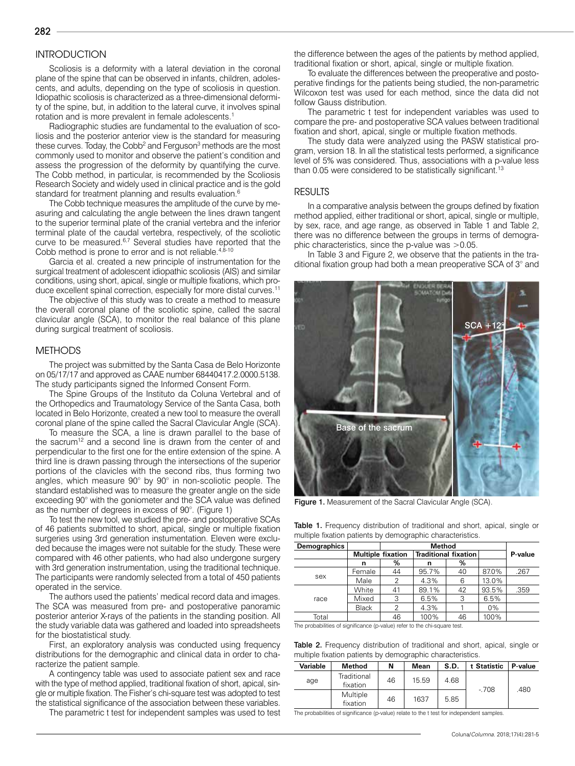## INTRODUCTION

Scoliosis is a deformity with a lateral deviation in the coronal plane of the spine that can be observed in infants, children, adolescents, and adults, depending on the type of scoliosis in question. Idiopathic scoliosis is characterized as a three-dimensional deformity of the spine, but, in addition to the lateral curve, it involves spinal rotation and is more prevalent in female adolescents.[1]

Radiographic studies are fundamental to the evaluation of scoliosis and the posterior anterior view is the standard for measuring these curves. Today, the Cobb[2] and Ferguson[3] methods are the most commonly used to monitor and observe the patient's condition and assess the progression of the deformity by quantifying the curve. The Cobb method, in particular, is recommended by the Scoliosis Research Society and widely used in clinical practice and is the gold standard for treatment planning and results evaluation.[6]

The Cobb technique measures the amplitude of the curve by measuring and calculating the angle between the lines drawn tangent to the superior terminal plate of the cranial vertebra and the inferior terminal plate of the caudal vertebra, respectively, of the scoliotic curve to be measured.[6,7] Several studies have reported that the Cobb method is prone to error and is not reliable.[4,8-10]

Garcia et al. created a new principle of instrumentation for the surgical treatment of adolescent idiopathic scoliosis (AIS) and similar conditions, using short, apical, single or multiple fixations, which produce excellent spinal correction, especially for more distal curves.[11]

The objective of this study was to create a method to measure the overall coronal plane of the scoliotic spine, called the sacral clavicular angle (SCA), to monitor the real balance of this plane during surgical treatment of scoliosis.

## METHODS

The project was submitted by the Santa Casa de Belo Horizonte on 05/17/17 and approved as CAAE number 68440417.2.0000.5138. The study participants signed the Informed Consent Form.

The Spine Groups of the Instituto da Coluna Vertebral and of the Orthopedics and Traumatology Service of the Santa Casa, both located in Belo Horizonte, created a new tool to measure the overall coronal plane of the spine called the Sacral Clavicular Angle (SCA).

To measure the SCA, a line is drawn parallel to the base of the sacrum[12] and a second line is drawn from the center of and perpendicular to the first one for the entire extension of the spine. A third line is drawn passing through the intersections of the superior portions of the clavicles with the second ribs, thus forming two angles, which measure 90° by 90° in non-scoliotic people. The standard established was to measure the greater angle on the side exceeding 90° with the goniometer and the SCA value was defined as the number of degrees in excess of 90°. (Figure 1)

To test the new tool, we studied the pre- and postoperative SCAs of 46 patients submitted to short, apical, single or multiple fixation surgeries using 3rd generation instumentation. Eleven were excluded because the images were not suitable for the study. These were compared with 46 other patients, who had also undergone surgery with 3rd generation instrumentation, using the traditional technique. The participants were randomly selected from a total of 450 patients operated in the service.

The authors used the patients' medical record data and images. The SCA was measured from pre- and postoperative panoramic posterior anterior X-rays of the patients in the standing position. All the study variable data was gathered and loaded into spreadsheets for the biostatistical study.

First, an exploratory analysis was conducted using frequency distributions for the demographic and clinical data in order to characterize the patient sample.

A contingency table was used to associate patient sex and race with the type of method applied, traditional fixation of short, apical, single or multiple fixation. The Fisher's chi-square test was adopted to test the statistical significance of the association between these variables.

The parametric t test for independent samples was used to test the difference between the ages of the patients by method applied, traditional fixation or short, apical, single or multiple fixation.

To evaluate the differences between the preoperative and postoperative findings for the patients being studied, the non-parametric Wilcoxon test was used for each method, since the data did not follow Gauss distribution.

The parametric t test for independent variables was used to compare the pre- and postoperative SCA values between traditional fixation and short, apical, single or multiple fixation methods.

The study data were analyzed using the PASW statistical program, version 18. In all the statistical tests performed, a significance level of 5% was considered. Thus, associations with a p-value less than 0.05 were considered to be statistically significant.[13]

## RESULTS

In a comparative analysis between the groups defined by fixation method applied, either traditional or short, apical, single or multiple, by sex, race, and age range, as observed in Table 1 and Table 2, there was no difference between the groups in terms of demographic characteristics, since the p-value was >0.05.

In Table 3 and Figure 2, we observe that the patients in the traditional fixation group had both a mean preoperative SCA of 3° and

Figure 1. Measurement of the Sacral Clavicular Angle (SCA).

Table 1. Frequency distribution of traditional and short, apical, single or multiple fixation patients by demographic characteristics.

| Demographics | | Method | | | | P-value |
|---|---|---|---|---|---|---|
| | | Multiple fixation | | Traditional fixation | | |
| | | n | % | n | % | |
| sex | Female | 44 | 95.7% | 40 | 87.0% | .267 |
| | Male | 2 | 4.3% | 6 | 13.0% | |
| race | White | 41 | 89.1% | 42 | 93.5% | .359 |
| | Mixed | 3 | 6.5% | 3 | 6.5% | |
| | Black | 2 | 4.3% | 1 | 0% | |
| Total | | 46 | 100% | 46 | 100% | |

The probabilities of significance (p-value) refer to the chi-square test.

Table 2. Frequency distribution of traditional and short, apical, single or multiple fixation patients by demographic characteristics.

| Variable | Method | N | Mean | S.D. | t Statistic | P-value |
|---|---|---|---|---|---|---|
| age | Traditional fixation | 46 | 15.59 | 4.68 | -.708 | .480 |
| | Multiple fixation | 46 | 1637 | 5.85 | | |

The probabilities of significance (p-value) relate to the t test for independent samples.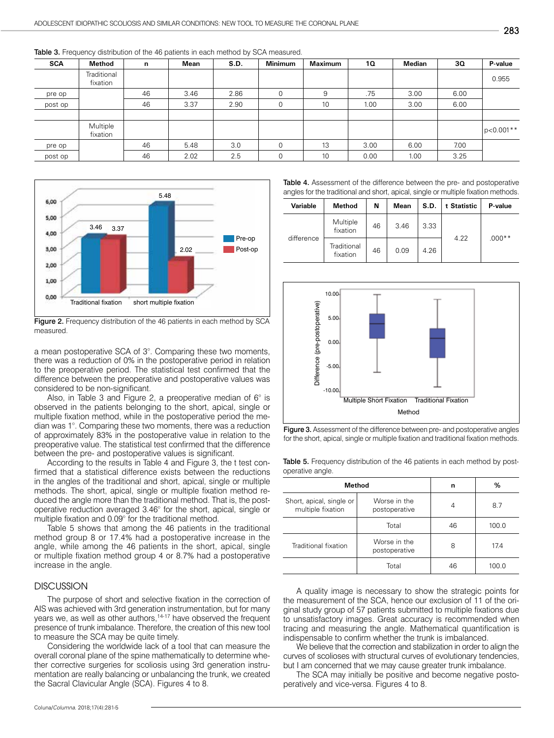**Table 3.** Frequency distribution of the 46 patients in each method by SCA measured.

| SCA | Method | n | Mean | S.D. | Minimum | Maximum | 1Q | Median | 3Q | P-value |
|---|---|---|---|---|---|---|---|---|---|---|
| | Traditional fixation | | | | | | | | | 0.955 |
| pre op | | 46 | 3.46 | 2.86 | 0 | 9 | .75 | 3.00 | 6.00 | |
| post op | | 46 | 3.37 | 2.90 | 0 | 10 | 1.00 | 3.00 | 6.00 | |
| | | | | | | | | | | |
| | Multiple fixation | | | | | | | | | p<0.001** |
| pre op | | 46 | 5.48 | 3.0 | 0 | 13 | 3.00 | 6.00 | 7.00 | |
| post op | | 46 | 2.02 | 2.5 | 0 | 10 | 0.00 | 1.00 | 3.25 | |

**Figure 2.** Frequency distribution of the 46 patients in each method by SCA measured.

a mean postoperative SCA of 3°. Comparing these two moments, there was a reduction of 0% in the postoperative period in relation to the preoperative period. The statistical test confirmed that the difference between the preoperative and postoperative values was considered to be non-significant.

Also, in Table 3 and Figure 2, a preoperative median of 6° is observed in the patients belonging to the short, apical, single or multiple fixation method, while in the postoperative period the median was 1°. Comparing these two moments, there was a reduction of approximately 83% in the postoperative value in relation to the preoperative value. The statistical test confirmed that the difference between the pre- and postoperative values is significant.

According to the results in Table 4 and Figure 3, the t test confirmed that a statistical difference exists between the reductions in the angles of the traditional and short, apical, single or multiple methods. The short, apical, single or multiple fixation method reduced the angle more than the traditional method. That is, the postoperative reduction averaged 3.46° for the short, apical, single or multiple fixation and 0.09° for the traditional method.

Table 5 shows that among the 46 patients in the traditional method group 8 or 17.4% had a postoperative increase in the angle, while among the 46 patients in the short, apical, single or multiple fixation method group 4 or 8.7% had a postoperative increase in the angle.

**Table 4.** Assessment of the difference between the pre- and postoperative angles for the traditional and short, apical, single or multiple fixation methods.

| Variable | Method | N | Mean | S.D. | t Statistic | P-value |
|---|---|---|---|---|---|---|
| difference | Multiple fixation | 46 | 3.46 | 3.33 | 4.22 | .000** |
| | Traditional fixation | 46 | 0.09 | 4.26 | | |

**Figure 3.** Assessment of the difference between pre- and postoperative angles for the short, apical, single or multiple fixation and traditional fixation methods.

**Table 5.** Frequency distribution of the 46 patients in each method by post-operative angle.

| Method | | n | % |
|---|---|---|---|
| Short, apical, single or multiple fixation | Worse in the postoperative | 4 | 8.7 |
| | Total | 46 | 100.0 |
| Traditional fixation | Worse in the postoperative | 8 | 17.4 |
| | Total | 46 | 100.0 |

## DISCUSSION

The purpose of short and selective fixation in the correction of AIS was achieved with 3rd generation instrumentation, but for many years we, as well as other authors,[14-17] have observed the frequent presence of trunk imbalance. Therefore, the creation of this new tool to measure the SCA may be quite timely.

Considering the worldwide lack of a tool that can measure the overall coronal plane of the spine mathematically to determine whether corrective surgeries for scoliosis using 3rd generation instrumentation are really balancing or unbalancing the trunk, we created the Sacral Clavicular Angle (SCA). Figures 4 to 8.

A quality image is necessary to show the strategic points for the measurement of the SCA, hence our exclusion of 11 of the original study group of 57 patients submitted to multiple fixations due to unsatisfactory images. Great accuracy is recommended when tracing and measuring the angle. Mathematical quantification is indispensable to confirm whether the trunk is imbalanced.

We believe that the correction and stabilization in order to align the curves of scolioses with structural curves of evolutionary tendencies, but I am concerned that we may cause greater trunk imbalance.

The SCA may initially be positive and become negative postoperatively and vice-versa. Figures 4 to 8.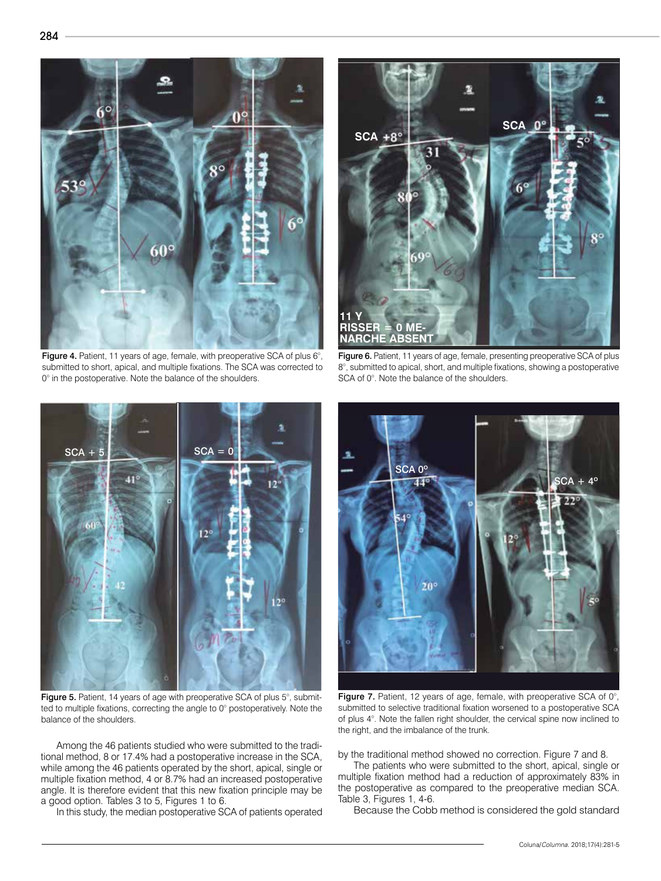Figure 4. Patient, 11 years of age, female, with preoperative SCA of plus 6°, submitted to short, apical, and multiple fixations. The SCA was corrected to 0° in the postoperative. Note the balance of the shoulders.

Figure 6. Patient, 11 years of age, female, presenting preoperative SCA of plus 8°, submitted to apical, short, and multiple fixations, showing a postoperative SCA of 0°. Note the balance of the shoulders.

Figure 5. Patient, 14 years of age with preoperative SCA of plus 5°, submitted to multiple fixations, correcting the angle to 0° postoperatively. Note the balance of the shoulders.

Figure 7. Patient, 12 years of age, female, with preoperative SCA of 0°, submitted to selective traditional fixation worsened to a postoperative SCA of plus 4°. Note the fallen right shoulder, the cervical spine now inclined to the right, and the imbalance of the trunk.

Among the 46 patients studied who were submitted to the traditional method, 8 or 17.4% had a postoperative increase in the SCA, while among the 46 patients operated by the short, apical, single or multiple fixation method, 4 or 8.7% had an increased postoperative angle. It is therefore evident that this new fixation principle may be a good option. Tables 3 to 5, Figures 1 to 6.

In this study, the median postoperative SCA of patients operated by the traditional method showed no correction. Figure 7 and 8.

The patients who were submitted to the short, apical, single or multiple fixation method had a reduction of approximately 83% in the postoperative as compared to the preoperative median SCA. Table 3, Figures 1, 4-6.

Because the Cobb method is considered the gold standard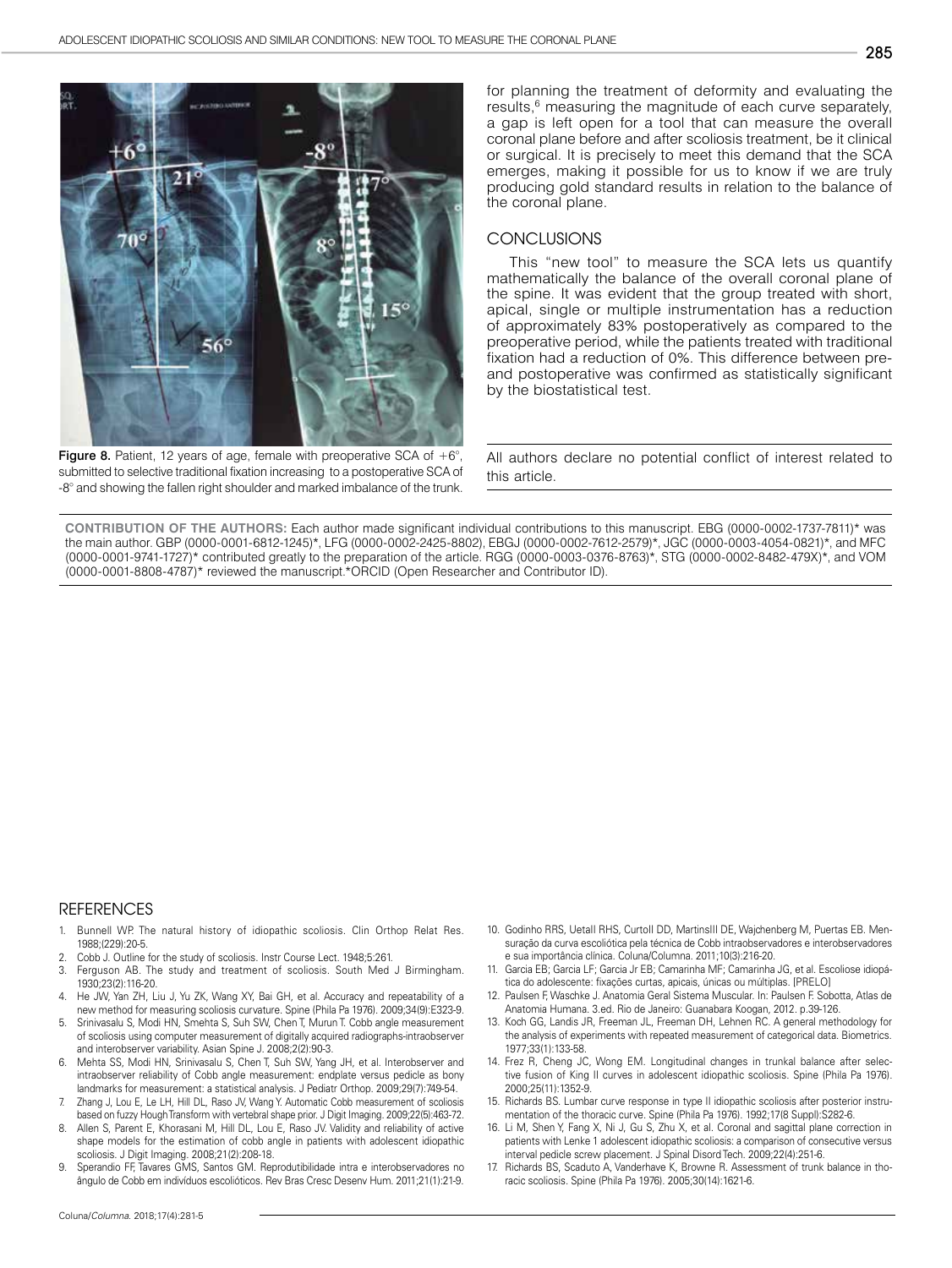for planning the treatment of deformity and evaluating the results,[6] measuring the magnitude of each curve separately, a gap is left open for a tool that can measure the overall coronal plane before and after scoliosis treatment, be it clinical or surgical. It is precisely to meet this demand that the SCA emerges, making it possible for us to know if we are truly producing gold standard results in relation to the balance of the coronal plane.

## CONCLUSIONS

This "new tool" to measure the SCA lets us quantify mathematically the balance of the overall coronal plane of the spine. It was evident that the group treated with short, apical, single or multiple instrumentation has a reduction of approximately 83% postoperatively as compared to the preoperative period, while the patients treated with traditional fixation had a reduction of 0%. This difference between pre- and postoperative was confirmed as statistically significant by the biostatistical test.

**Figure 8.** Patient, 12 years of age, female with preoperative SCA of +6°, submitted to selective traditional fixation increasing to a postoperative SCA of -8° and showing the fallen right shoulder and marked imbalance of the trunk.

All authors declare no potential conflict of interest related to this article.

**CONTRIBUTION OF THE AUTHORS:** Each author made significant individual contributions to this manuscript. EBG (0000-0002-1737-7811)* was the main author. GBP (0000-0001-6812-1245)*, LFG (0000-0002-2425-8802), EBGJ (0000-0002-7612-2579)*, JGC (0000-0003-4054-0821)*, and MFC (0000-0001-9741-1727)* contributed greatly to the preparation of the article. RGG (0000-0003-0376-8763)*, STG (0000-0002-8482-479X)*, and VOM (0000-0001-8808-4787)* reviewed the manuscript.*ORCID (Open Researcher and Contributor ID).

## REFERENCES

1. Bunnell WP. The natural history of idiopathic scoliosis. Clin Orthop Relat Res. 1988;(229):20-5.
2. Cobb J. Outline for the study of scoliosis. Instr Course Lect. 1948;5:261.
3. Ferguson AB. The study and treatment of scoliosis. South Med J Birmingham. 1930;23(2):116-20.
4. He JW, Yan ZH, Liu J, Yu ZK, Wang XY, Bai GH, et al. Accuracy and repeatability of a new method for measuring scoliosis curvature. Spine (Phila Pa 1976). 2009;34(9):E323-9.
5. Srinivasalu S, Modi HN, Smehta S, Suh SW, Chen T, Murun T. Cobb angle measurement of scoliosis using computer measurement of digitally acquired radiographs-intraobserver and interobserver variability. Asian Spine J. 2008;2(2):90-3.
6. Mehta SS, Modi HN, Srinivasalu S, Chen T, Suh SW, Yang JH, et al. Interobserver and intraobserver reliability of Cobb angle measurement: endplate versus pedicle as bony landmarks for measurement: a statistical analysis. J Pediatr Orthop. 2009;29(7):749-54.
7. Zhang J, Lou E, Le LH, Hill DL, Raso JV, Wang Y. Automatic Cobb measurement of scoliosis based on fuzzy Hough Transform with vertebral shape prior. J Digit Imaging. 2009;22(5):463-72.
8. Allen S, Parent E, Khorasani M, Hill DL, Lou E, Raso JV. Validity and reliability of active shape models for the estimation of cobb angle in patients with adolescent idiopathic scoliosis. J Digit Imaging. 2008;21(2):208-18.
9. Sperandio FF, Tavares GMS, Santos GM. Reprodutibilidade intra e interobservadores no ângulo de Cobb em indivíduos escolióticos. Rev Bras Cresc Desenv Hum. 2011;21(1):21-9.
10. Godinho RRS, UetalI RHS, CurtolI DD, MartinsIII DE, Wajchenberg M, Puertas EB. Mensuração da curva escoliótica pela técnica de Cobb intraobservadores e interobservadores e sua importância clínica. Coluna/Columna. 2011;10(3):216-20.
11. Garcia EB; Garcia LF; Garcia Jr EB; Camarinha MF; Camarinha JG, et al. Escoliose idiopática do adolescente: fixações curtas, apicais, únicas ou múltiplas. [PRELO]
12. Paulsen F, Waschke J. Anatomia Geral Sistema Muscular. In: Paulsen F. Sobotta, Atlas de Anatomia Humana. 3.ed. Rio de Janeiro: Guanabara Koogan, 2012. p.39-126.
13. Koch GG, Landis JR, Freeman JL, Freeman DH, Lehnen RC. A general methodology for the analysis of experiments with repeated measurement of categorical data. Biometrics. 1977;33(1):133-58.
14. Frez R, Cheng JC, Wong EM. Longitudinal changes in trunkal balance after selective fusion of King II curves in adolescent idiopathic scoliosis. Spine (Phila Pa 1976). 2000;25(11):1352-9.
15. Richards BS. Lumbar curve response in type II idiopathic scoliosis after posterior instrumentation of the thoracic curve. Spine (Phila Pa 1976). 1992;17(8 Suppl):S282-6.
16. Li M, Shen Y, Fang X, Ni J, Gu S, Zhu X, et al. Coronal and sagittal plane correction in patients with Lenke 1 adolescent idiopathic scoliosis: a comparison of consecutive versus interval pedicle screw placement. J Spinal Disord Tech. 2009;22(4):251-6.
17. Richards BS, Scaduto A, Vanderhave K, Browne R. Assessment of trunk balance in thoracic scoliosis. Spine (Phila Pa 1976). 2005;30(14):1621-6.